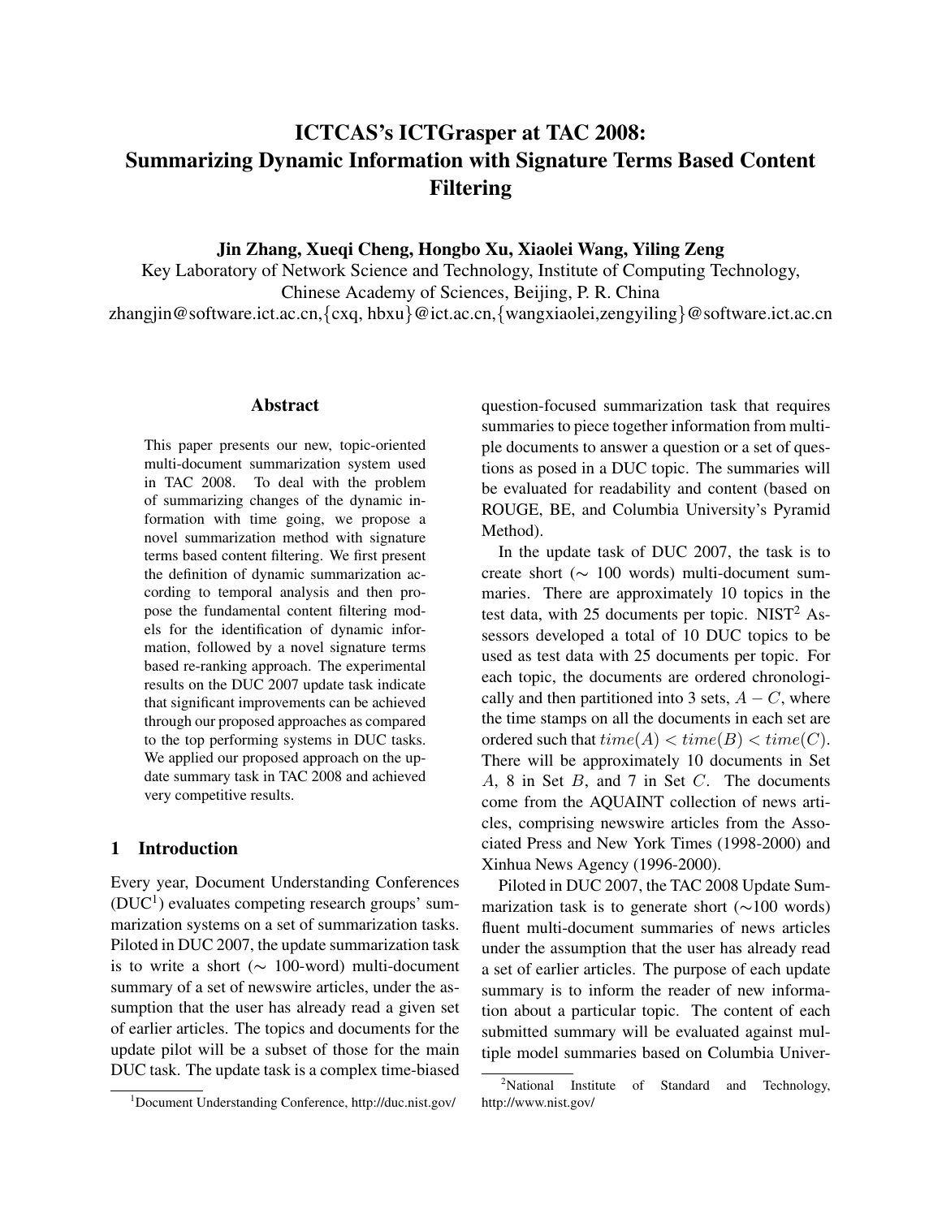# ICTCAS's ICTGrasper at TAC 2008: Summarizing Dynamic Information with Signature Terms Based Content Filtering

**Jin Zhang, Xueqi Cheng, Hongbo Xu, Xiaolei Wang, Yiling Zeng**

Key Laboratory of Network Science and Technology, Institute of Computing Technology, Chinese Academy of Sciences, Beijing, P. R. China

zhangjin@software.ict.ac.cn,{cxq, hbxu}@ict.ac.cn,{wangxiaolei,zengyiling}@software.ict.ac.cn

## Abstract

This paper presents our new, topic-oriented multi-document summarization system used in TAC 2008. To deal with the problem of summarizing changes of the dynamic information with time going, we propose a novel summarization method with signature terms based content filtering. We first present the definition of dynamic summarization according to temporal analysis and then propose the fundamental content filtering models for the identification of dynamic information, followed by a novel signature terms based re-ranking approach. The experimental results on the DUC 2007 update task indicate that significant improvements can be achieved through our proposed approaches as compared to the top performing systems in DUC tasks. We applied our proposed approach on the update summary task in TAC 2008 and achieved very competitive results.

## 1 Introduction

Every year, Document Understanding Conferences (DUC[1]) evaluates competing research groups' summarization systems on a set of summarization tasks. Piloted in DUC 2007, the update summarization task is to write a short ($\sim$ 100-word) multi-document summary of a set of newswire articles, under the assumption that the user has already read a given set of earlier articles. The topics and documents for the update pilot will be a subset of those for the main DUC task. The update task is a complex time-biased question-focused summarization task that requires summaries to piece together information from multiple documents to answer a question or a set of questions as posed in a DUC topic. The summaries will be evaluated for readability and content (based on ROUGE, BE, and Columbia University's Pyramid Method).

In the update task of DUC 2007, the task is to create short ($\sim$ 100 words) multi-document summaries. There are approximately 10 topics in the test data, with 25 documents per topic. NIST[2] Assessors developed a total of 10 DUC topics to be used as test data with 25 documents per topic. For each topic, the documents are ordered chronologically and then partitioned into 3 sets, $A - C$, where the time stamps on all the documents in each set are ordered such that $time(A) < time(B) < time(C)$. There will be approximately 10 documents in Set $A$, 8 in Set $B$, and 7 in Set $C$. The documents come from the AQUAINT collection of news articles, comprising newswire articles from the Associated Press and New York Times (1998-2000) and Xinhua News Agency (1996-2000).

Piloted in DUC 2007, the TAC 2008 Update Summarization task is to generate short ($\sim$100 words) fluent multi-document summaries of news articles under the assumption that the user has already read a set of earlier articles. The purpose of each update summary is to inform the reader of new information about a particular topic. The content of each submitted summary will be evaluated against multiple model summaries based on Columbia Univer-

[1] Document Understanding Conference, http://duc.nist.gov/

[2] National Institute of Standard and Technology, http://www.nist.gov/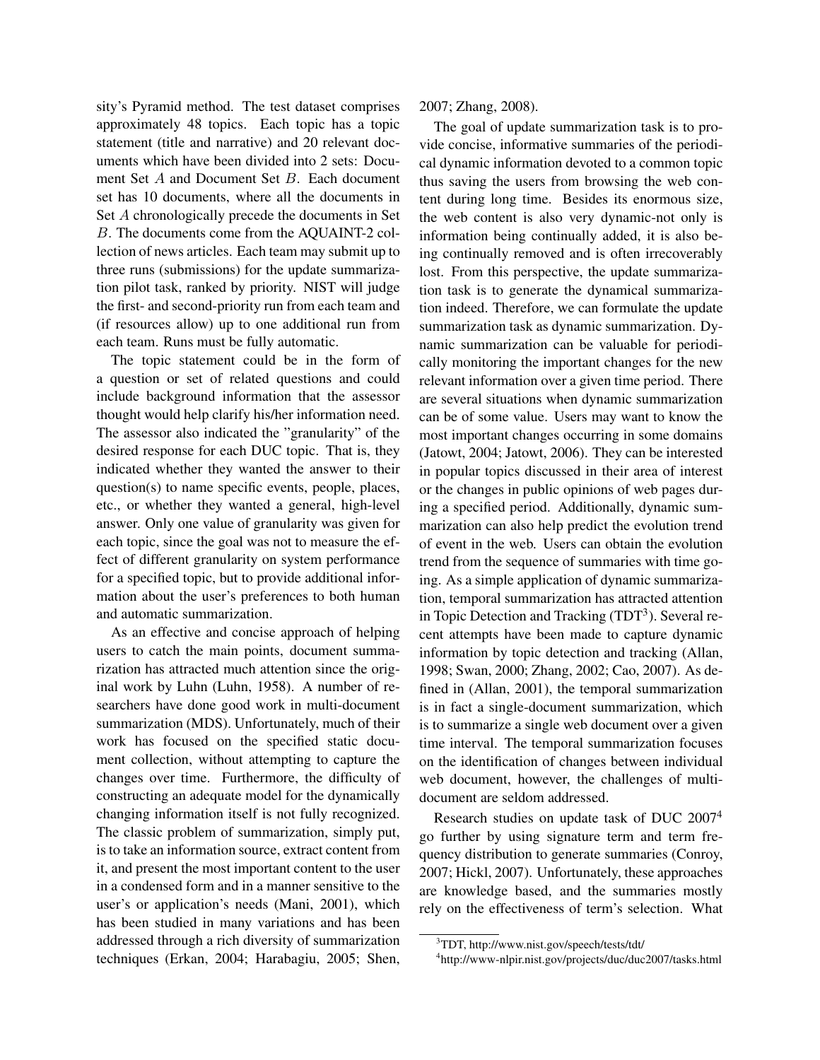sity's Pyramid method. The test dataset comprises approximately 48 topics. Each topic has a topic statement (title and narrative) and 20 relevant documents which have been divided into 2 sets: Document Set $A$ and Document Set $B$. Each document set has 10 documents, where all the documents in Set $A$ chronologically precede the documents in Set $B$. The documents come from the AQUAINT-2 collection of news articles. Each team may submit up to three runs (submissions) for the update summarization pilot task, ranked by priority. NIST will judge the first- and second-priority run from each team and (if resources allow) up to one additional run from each team. Runs must be fully automatic.

The topic statement could be in the form of a question or set of related questions and could include background information that the assessor thought would help clarify his/her information need. The assessor also indicated the "granularity" of the desired response for each DUC topic. That is, they indicated whether they wanted the answer to their question(s) to name specific events, people, places, etc., or whether they wanted a general, high-level answer. Only one value of granularity was given for each topic, since the goal was not to measure the effect of different granularity on system performance for a specified topic, but to provide additional information about the user's preferences to both human and automatic summarization.

As an effective and concise approach of helping users to catch the main points, document summarization has attracted much attention since the original work by Luhn (Luhn, 1958). A number of researchers have done good work in multi-document summarization (MDS). Unfortunately, much of their work has focused on the specified static document collection, without attempting to capture the changes over time. Furthermore, the difficulty of constructing an adequate model for the dynamically changing information itself is not fully recognized. The classic problem of summarization, simply put, is to take an information source, extract content from it, and present the most important content to the user in a condensed form and in a manner sensitive to the user's or application's needs (Mani, 2001), which has been studied in many variations and has been addressed through a rich diversity of summarization techniques (Erkan, 2004; Harabagiu, 2005; Shen, 2007; Zhang, 2008).

The goal of update summarization task is to provide concise, informative summaries of the periodical dynamic information devoted to a common topic thus saving the users from browsing the web content during long time. Besides its enormous size, the web content is also very dynamic-not only is information being continually added, it is also being continually removed and is often irrecoverably lost. From this perspective, the update summarization task is to generate the dynamical summarization indeed. Therefore, we can formulate the update summarization task as dynamic summarization. Dynamic summarization can be valuable for periodically monitoring the important changes for the new relevant information over a given time period. There are several situations when dynamic summarization can be of some value. Users may want to know the most important changes occurring in some domains (Jatowt, 2004; Jatowt, 2006). They can be interested in popular topics discussed in their area of interest or the changes in public opinions of web pages during a specified period. Additionally, dynamic summarization can also help predict the evolution trend of event in the web. Users can obtain the evolution trend from the sequence of summaries with time going. As a simple application of dynamic summarization, temporal summarization has attracted attention in Topic Detection and Tracking (TDT[3]). Several recent attempts have been made to capture dynamic information by topic detection and tracking (Allan, 1998; Swan, 2000; Zhang, 2002; Cao, 2007). As defined in (Allan, 2001), the temporal summarization is in fact a single-document summarization, which is to summarize a single web document over a given time interval. The temporal summarization focuses on the identification of changes between individual web document, however, the challenges of multi-document are seldom addressed.

Research studies on update task of DUC 2007[4] go further by using signature term and term frequency distribution to generate summaries (Conroy, 2007; Hickl, 2007). Unfortunately, these approaches are knowledge based, and the summaries mostly rely on the effectiveness of term's selection. What

[3]TDT, http://www.nist.gov/speech/tests/tdt/

[4]http://www-nlpir.nist.gov/projects/duc/duc2007/tasks.html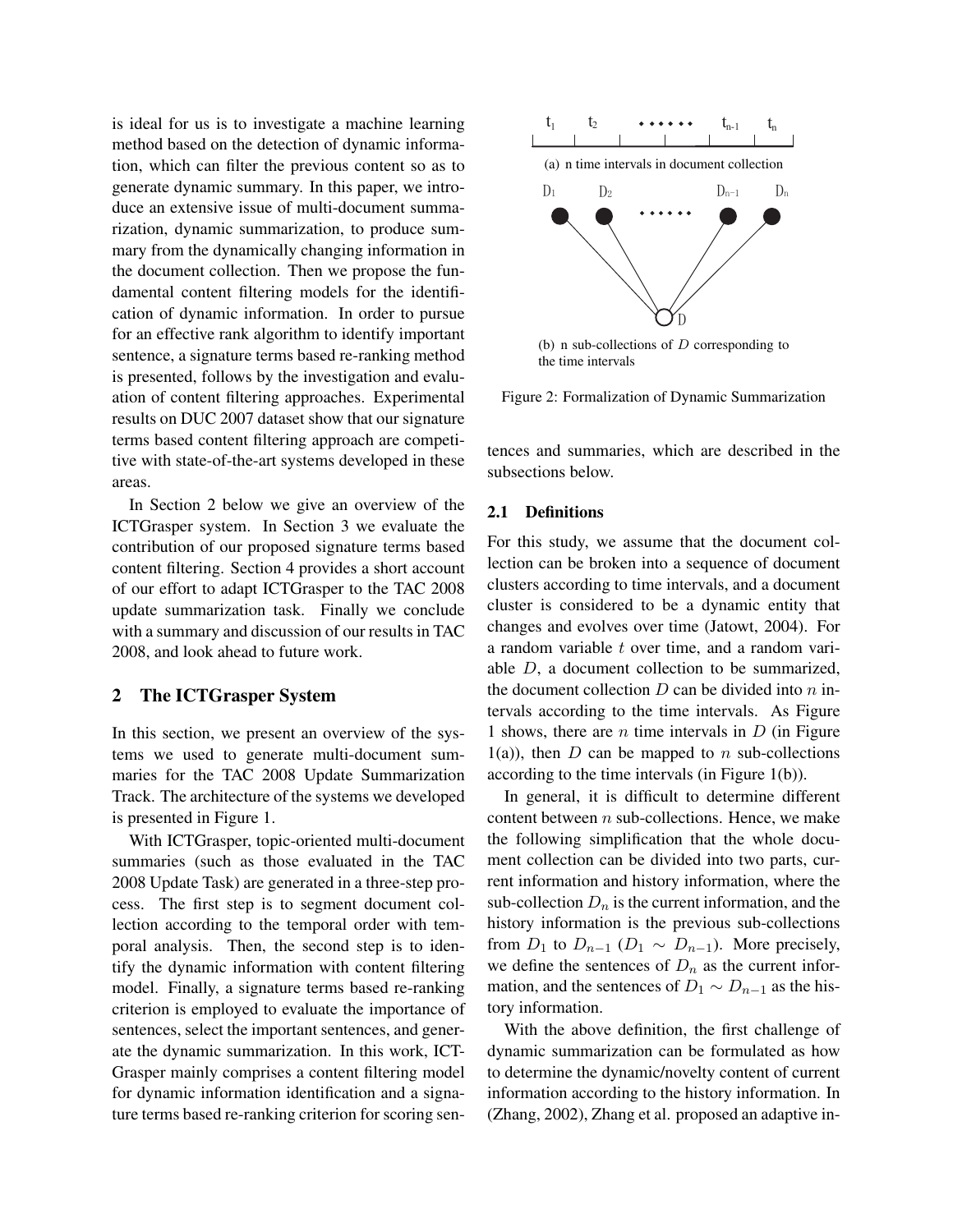is ideal for us is to investigate a machine learning method based on the detection of dynamic information, which can filter the previous content so as to generate dynamic summary. In this paper, we introduce an extensive issue of multi-document summarization, dynamic summarization, to produce summary from the dynamically changing information in the document collection. Then we propose the fundamental content filtering models for the identification of dynamic information. In order to pursue for an effective rank algorithm to identify important sentence, a signature terms based re-ranking method is presented, follows by the investigation and evaluation of content filtering approaches. Experimental results on DUC 2007 dataset show that our signature terms based content filtering approach are competitive with state-of-the-art systems developed in these areas.

In Section 2 below we give an overview of the ICTGrasper system. In Section 3 we evaluate the contribution of our proposed signature terms based content filtering. Section 4 provides a short account of our effort to adapt ICTGrasper to the TAC 2008 update summarization task. Finally we conclude with a summary and discussion of our results in TAC 2008, and look ahead to future work.

## 2 The ICTGrasper System

In this section, we present an overview of the systems we used to generate multi-document summaries for the TAC 2008 Update Summarization Track. The architecture of the systems we developed is presented in Figure 1.

With ICTGrasper, topic-oriented multi-document summaries (such as those evaluated in the TAC 2008 Update Task) are generated in a three-step process. The first step is to segment document collection according to the temporal order with temporal analysis. Then, the second step is to identify the dynamic information with content filtering model. Finally, a signature terms based re-ranking criterion is employed to evaluate the importance of sentences, select the important sentences, and generate the dynamic summarization. In this work, ICTGrasper mainly comprises a content filtering model for dynamic information identification and a signature terms based re-ranking criterion for scoring sentences and summaries, which are described in the subsections below.

(a) n time intervals in document collection

(b) n sub-collections of $D$ corresponding to the time intervals

Figure 2: Formalization of Dynamic Summarization

### 2.1 Definitions

For this study, we assume that the document collection can be broken into a sequence of document clusters according to time intervals, and a document cluster is considered to be a dynamic entity that changes and evolves over time (Jatowt, 2004). For a random variable $t$ over time, and a random variable $D$, a document collection to be summarized, the document collection $D$ can be divided into $n$ intervals according to the time intervals. As Figure 1 shows, there are $n$ time intervals in $D$ (in Figure 1(a)), then $D$ can be mapped to $n$ sub-collections according to the time intervals (in Figure 1(b)).

In general, it is difficult to determine different content between $n$ sub-collections. Hence, we make the following simplification that the whole document collection can be divided into two parts, current information and history information, where the sub-collection $D_n$ is the current information, and the history information is the previous sub-collections from $D_1$ to $D_{n-1}$ ($D_1 \sim D_{n-1}$). More precisely, we define the sentences of $D_n$ as the current information, and the sentences of $D_1 \sim D_{n-1}$ as the history information.

With the above definition, the first challenge of dynamic summarization can be formulated as how to determine the dynamic/novelty content of current information according to the history information. In (Zhang, 2002), Zhang et al. proposed an adaptive in-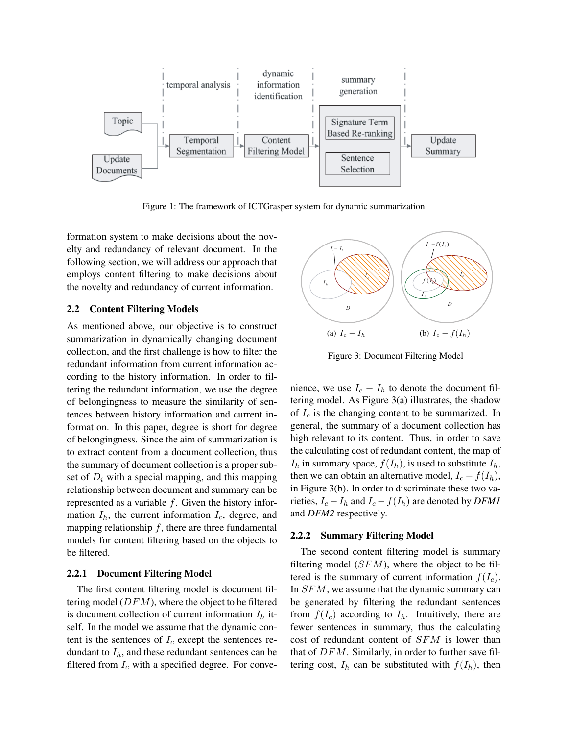Figure 1: The framework of ICTGrasper system for dynamic summarization

formation system to make decisions about the novelty and redundancy of relevant document. In the following section, we will address our approach that employs content filtering to make decisions about the novelty and redundancy of current information.

## 2.2 Content Filtering Models

As mentioned above, our objective is to construct summarization in dynamically changing document collection, and the first challenge is how to filter the redundant information from current information according to the history information. In order to filtering the redundant information, we use the degree of belongingness to measure the similarity of sentences between history information and current information. In this paper, degree is short for degree of belongingness. Since the aim of summarization is to extract content from a document collection, thus the summary of document collection is a proper subset of $D_i$ with a special mapping, and this mapping relationship between document and summary can be represented as a variable $f$. Given the history information $I_h$, the current information $I_c$, degree, and mapping relationship $f$, there are three fundamental models for content filtering based on the objects to be filtered.

### 2.2.1 Document Filtering Model

The first content filtering model is document filtering model ($DFM$), where the object to be filtered is document collection of current information $I_h$ itself. In the model we assume that the dynamic content is the sentences of $I_c$ except the sentences redundant to $I_h$, and these redundant sentences can be filtered from $I_c$ with a specified degree. For convenience, we use $I_c - I_h$ to denote the document filtering model. As Figure 3(a) illustrates, the shadow of $I_c$ is the changing content to be summarized. In general, the summary of a document collection has high relevant to its content. Thus, in order to save the calculating cost of redundant content, the map of $I_h$ in summary space, $f(I_h)$, is used to substitute $I_h$, then we can obtain an alternative model, $I_c - f(I_h)$, in Figure 3(b). In order to discriminate these two varieties, $I_c - I_h$ and $I_c - f(I_h)$ are denoted by *DFM1* and *DFM2* respectively.

(a) $I_c - I_h$  (b) $I_c - f(I_h)$

Figure 3: Document Filtering Model

### 2.2.2 Summary Filtering Model

The second content filtering model is summary filtering model ($SFM$), where the object to be filtered is the summary of current information $f(I_c)$. In $SFM$, we assume that the dynamic summary can be generated by filtering the redundant sentences from $f(I_c)$ according to $I_h$. Intuitively, there are fewer sentences in summary, thus the calculating cost of redundant content of $SFM$ is lower than that of $DFM$. Similarly, in order to further save filtering cost, $I_h$ can be substituted with $f(I_h)$, then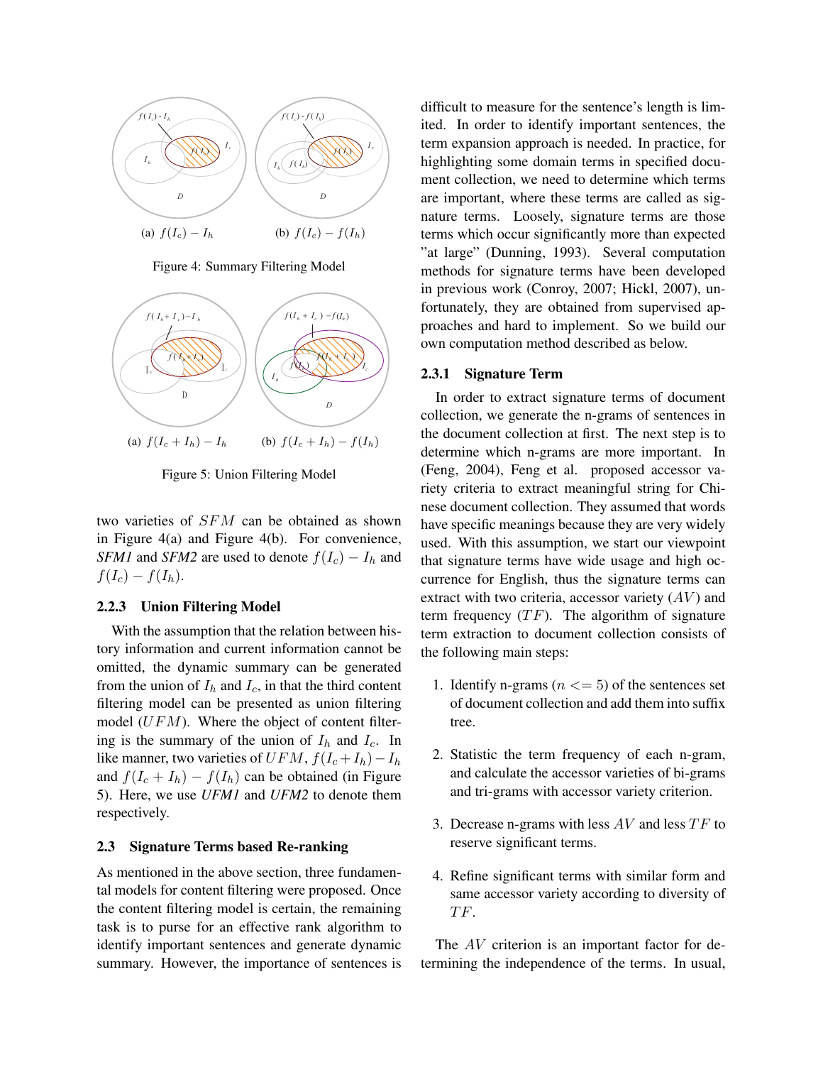(a) $f(I_c) - I_h$ (b) $f(I_c) - f(I_h)$

Figure 4: Summary Filtering Model

(a) $f(I_c + I_h) - I_h$ (b) $f(I_c + I_h) - f(I_h)$

Figure 5: Union Filtering Model

two varieties of $SFM$ can be obtained as shown in Figure 4(a) and Figure 4(b). For convenience, *SFM1* and *SFM2* are used to denote $f(I_c) - I_h$ and $f(I_c) - f(I_h)$.

### 2.2.3 Union Filtering Model

With the assumption that the relation between history information and current information cannot be omitted, the dynamic summary can be generated from the union of $I_h$ and $I_c$, in that the third content filtering model can be presented as union filtering model ($UFM$). Where the object of content filtering is the summary of the union of $I_h$ and $I_c$. In like manner, two varieties of $UFM$, $f(I_c+I_h)-I_h$ and $f(I_c + I_h) - f(I_h)$ can be obtained (in Figure 5). Here, we use *UFM1* and *UFM2* to denote them respectively.

## 2.3 Signature Terms based Re-ranking

As mentioned in the above section, three fundamental models for content filtering were proposed. Once the content filtering model is certain, the remaining task is to purse for an effective rank algorithm to identify important sentences and generate dynamic summary. However, the importance of sentences is difficult to measure for the sentence's length is limited. In order to identify important sentences, the term expansion approach is needed. In practice, for highlighting some domain terms in specified document collection, we need to determine which terms are important, where these terms are called as signature terms. Loosely, signature terms are those terms which occur significantly more than expected "at large" (Dunning, 1993). Several computation methods for signature terms have been developed in previous work (Conroy, 2007; Hickl, 2007), unfortunately, they are obtained from supervised approaches and hard to implement. So we build our own computation method described as below.

### 2.3.1 Signature Term

In order to extract signature terms of document collection, we generate the n-grams of sentences in the document collection at first. The next step is to determine which n-grams are more important. In (Feng, 2004), Feng et al. proposed accessor variety criteria to extract meaningful string for Chinese document collection. They assumed that words have specific meanings because they are very widely used. With this assumption, we start our viewpoint that signature terms have wide usage and high occurrence for English, thus the signature terms can extract with two criteria, accessor variety ($AV$) and term frequency ($TF$). The algorithm of signature term extraction to document collection consists of the following main steps:

1. Identify n-grams ($n <= 5$) of the sentences set of document collection and add them into suffix tree.
2. Statistic the term frequency of each n-gram, and calculate the accessor varieties of bi-grams and tri-grams with accessor variety criterion.
3. Decrease n-grams with less $AV$ and less $TF$ to reserve significant terms.
4. Refine significant terms with similar form and same accessor variety according to diversity of $TF$.

The $AV$ criterion is an important factor for determining the independence of the terms. In usual,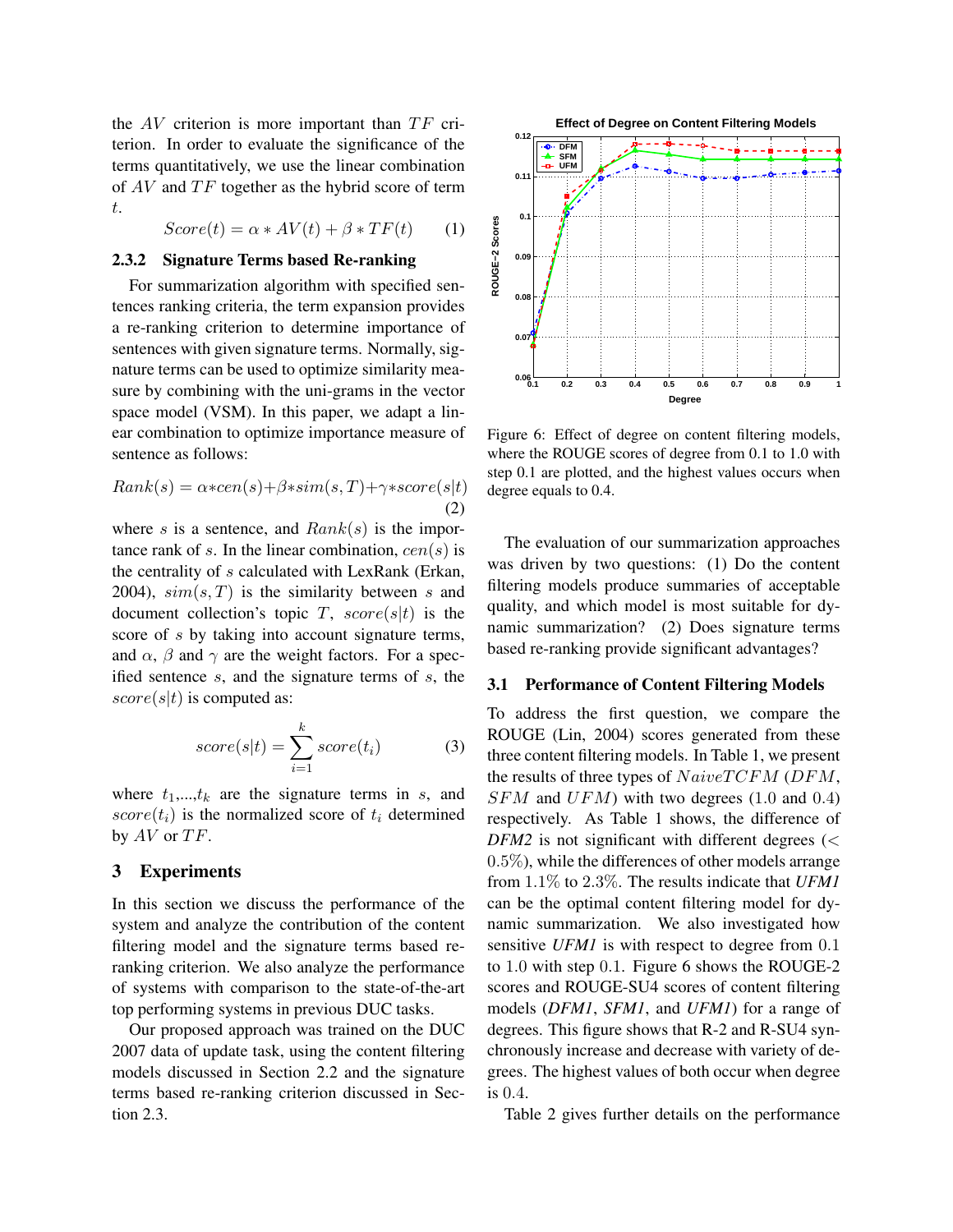the $AV$ criterion is more important than $TF$ criterion. In order to evaluate the significance of the terms quantitatively, we use the linear combination of $AV$ and $TF$ together as the hybrid score of term $t$.

$$Score(t) = \alpha * AV(t) + \beta * TF(t) \qquad (1)$$

### 2.3.2 Signature Terms based Re-ranking

For summarization algorithm with specified sentences ranking criteria, the term expansion provides a re-ranking criterion to determine importance of sentences with given signature terms. Normally, signature terms can be used to optimize similarity measure by combining with the uni-grams in the vector space model (VSM). In this paper, we adapt a linear combination to optimize importance measure of sentence as follows:

$$Rank(s) = \alpha * cen(s) + \beta * sim(s, T) + \gamma * score(s|t) \qquad (2)$$

where $s$ is a sentence, and $Rank(s)$ is the importance rank of $s$. In the linear combination, $cen(s)$ is the centrality of $s$ calculated with LexRank (Erkan, 2004), $sim(s, T)$ is the similarity between $s$ and document collection's topic $T$, $score(s|t)$ is the score of $s$ by taking into account signature terms, and $\alpha$, $\beta$ and $\gamma$ are the weight factors. For a specified sentence $s$, and the signature terms of $s$, the $score(s|t)$ is computed as:

$$score(s|t) = \sum_{i=1}^{k} score(t_i) \qquad (3)$$

where $t_1$,...,$t_k$ are the signature terms in $s$, and $score(t_i)$ is the normalized score of $t_i$ determined by $AV$ or $TF$.

## 3 Experiments

In this section we discuss the performance of the system and analyze the contribution of the content filtering model and the signature terms based re-ranking criterion. We also analyze the performance of systems with comparison to the state-of-the-art top performing systems in previous DUC tasks.

Our proposed approach was trained on the DUC 2007 data of update task, using the content filtering models discussed in Section 2.2 and the signature terms based re-ranking criterion discussed in Section 2.3.

Figure 6: Effect of degree on content filtering models, where the ROUGE scores of degree from 0.1 to 1.0 with step 0.1 are plotted, and the highest values occurs when degree equals to 0.4.

The evaluation of our summarization approaches was driven by two questions: (1) Do the content filtering models produce summaries of acceptable quality, and which model is most suitable for dynamic summarization? (2) Does signature terms based re-ranking provide significant advantages?

### 3.1 Performance of Content Filtering Models

To address the first question, we compare the ROUGE (Lin, 2004) scores generated from these three content filtering models. In Table 1, we present the results of three types of $NaiveTCFM$ ($DFM$, $SFM$ and $UFM$) with two degrees (1.0 and 0.4) respectively. As Table 1 shows, the difference of *DFM2* is not significant with different degrees ($< 0.5\%$), while the differences of other models arrange from 1.1% to 2.3%. The results indicate that *UFM1* can be the optimal content filtering model for dynamic summarization. We also investigated how sensitive *UFM1* is with respect to degree from 0.1 to 1.0 with step 0.1. Figure 6 shows the ROUGE-2 scores and ROUGE-SU4 scores of content filtering models (*DFM1*, *SFM1*, and *UFM1*) for a range of degrees. This figure shows that R-2 and R-SU4 synchronously increase and decrease with variety of degrees. The highest values of both occur when degree is 0.4.

Table 2 gives further details on the performance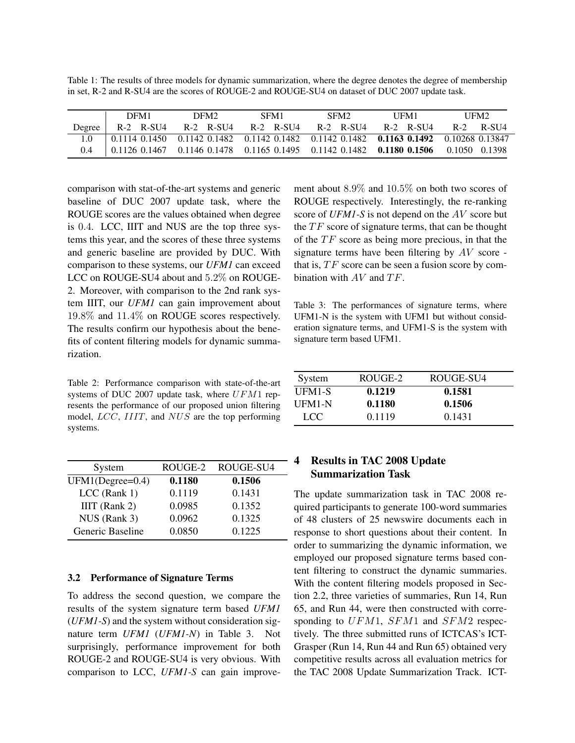Table 1: The results of three models for dynamic summarization, where the degree denotes the degree of membership in set, R-2 and R-SU4 are the scores of ROUGE-2 and ROUGE-SU4 on dataset of DUC 2007 update task.

| | DFM1 | | DFM2 | | SFM1 | | SFM2 | | UFM1 | | UFM2 | |
|---|---|---|---|---|---|---|---|---|---|---|---|---|
| Degree | R-2 | R-SU4 | R-2 | R-SU4 | R-2 | R-SU4 | R-2 | R-SU4 | R-2 | R-SU4 | R-2 | R-SU4 |
| 1.0 | 0.1114 | 0.1450 | 0.1142 | 0.1482 | 0.1142 | 0.1482 | 0.1142 | 0.1482 | **0.1163** | **0.1492** | 0.10268 | 0.13847 |
| 0.4 | 0.1126 | 0.1467 | 0.1146 | 0.1478 | 0.1165 | 0.1495 | 0.1142 | 0.1482 | **0.1180** | **0.1506** | 0.1050 | 0.1398 |

comparison with stat-of-the-art systems and generic baseline of DUC 2007 update task, where the ROUGE scores are the values obtained when degree is 0.4. LCC, IIIT and NUS are the top three systems this year, and the scores of these three systems and generic baseline are provided by DUC. With comparison to these systems, our *UFM1* can exceed LCC on ROUGE-SU4 about and 5.2% on ROUGE-2. Moreover, with comparison to the 2nd rank system IIIT, our *UFM1* can gain improvement about 19.8% and 11.4% on ROUGE scores respectively. The results confirm our hypothesis about the benefits of content filtering models for dynamic summarization.

Table 2: Performance comparison with state-of-the-art systems of DUC 2007 update task, where $UFM1$ represents the performance of our proposed union filtering model, $LCC$, $IIIT$, and $NUS$ are the top performing systems.

| System | ROUGE-2 | ROUGE-SU4 |
|---|---|---|
| UFM1(Degree=0.4) | **0.1180** | **0.1506** |
| LCC (Rank 1) | 0.1119 | 0.1431 |
| IIIT (Rank 2) | 0.0985 | 0.1352 |
| NUS (Rank 3) | 0.0962 | 0.1325 |
| Generic Baseline | 0.0850 | 0.1225 |

### 3.2 Performance of Signature Terms

To address the second question, we compare the results of the system signature term based *UFM1* (*UFM1-S*) and the system without consideration signature term *UFM1* (*UFM1-N*) in Table 3. Not surprisingly, performance improvement for both ROUGE-2 and ROUGE-SU4 is very obvious. With comparison to LCC, *UFM1-S* can gain improvement about 8.9% and 10.5% on both two scores of ROUGE respectively. Interestingly, the re-ranking score of *UFM1-S* is not depend on the $AV$ score but the $TF$ score of signature terms, that can be thought of the $TF$ score as being more precious, in that the signature terms have been filtering by $AV$ score - that is, $TF$ score can be seen a fusion score by combination with $AV$ and $TF$.

Table 3: The performances of signature terms, where UFM1-N is the system with UFM1 but without consideration signature terms, and UFM1-S is the system with signature term based UFM1.

| System | ROUGE-2 | ROUGE-SU4 |
|---|---|---|
| UFM1-S | **0.1219** | **0.1581** |
| UFM1-N | **0.1180** | **0.1506** |
| LCC | 0.1119 | 0.1431 |

## 4 Results in TAC 2008 Update Summarization Task

The update summarization task in TAC 2008 required participants to generate 100-word summaries of 48 clusters of 25 newswire documents each in response to short questions about their content. In order to summarizing the dynamic information, we employed our proposed signature terms based content filtering to construct the dynamic summaries. With the content filtering models proposed in Section 2.2, three varieties of summaries, Run 14, Run 65, and Run 44, were then constructed with corresponding to $UFM1$, $SFM1$ and $SFM2$ respectively. The three submitted runs of ICTCAS's ICT-Grasper (Run 14, Run 44 and Run 65) obtained very competitive results across all evaluation metrics for the TAC 2008 Update Summarization Track. ICT-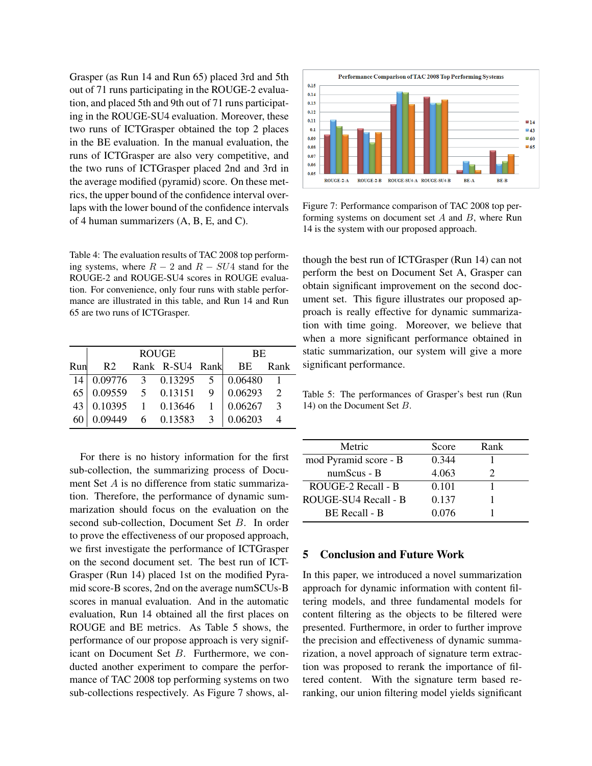Grasper (as Run 14 and Run 65) placed 3rd and 5th out of 71 runs participating in the ROUGE-2 evaluation, and placed 5th and 9th out of 71 runs participating in the ROUGE-SU4 evaluation. Moreover, these two runs of ICTGrasper obtained the top 2 places in the BE evaluation. In the manual evaluation, the runs of ICTGrasper are also very competitive, and the two runs of ICTGrasper placed 2nd and 3rd in the average modified (pyramid) score. On these metrics, the upper bound of the confidence interval overlaps with the lower bound of the confidence intervals of 4 human summarizers (A, B, E, and C).

Table 4: The evaluation results of TAC 2008 top performing systems, where $R-2$ and $R-SU4$ stand for the ROUGE-2 and ROUGE-SU4 scores in ROUGE evaluation. For convenience, only four runs with stable performance are illustrated in this table, and Run 14 and Run 65 are two runs of ICTGrasper.

| | ROUGE | | | | BE | |
|---|---|---|---|---|---|---|
| Run | R2 | Rank | R-SU4 | Rank | BE | Rank |
| 14 | 0.09776 | 3 | 0.13295 | 5 | 0.06480 | 1 |
| 65 | 0.09559 | 5 | 0.13151 | 9 | 0.06293 | 2 |
| 43 | 0.10395 | 1 | 0.13646 | 1 | 0.06267 | 3 |
| 60 | 0.09449 | 6 | 0.13583 | 3 | 0.06203 | 4 |

For there is no history information for the first sub-collection, the summarizing process of Document Set $A$ is no difference from static summarization. Therefore, the performance of dynamic summarization should focus on the evaluation on the second sub-collection, Document Set $B$. In order to prove the effectiveness of our proposed approach, we first investigate the performance of ICTGrasper on the second document set. The best run of ICTGrasper (Run 14) placed 1st on the modified Pyramid score-B scores, 2nd on the average numSCUs-B scores in manual evaluation. And in the automatic evaluation, Run 14 obtained all the first places on ROUGE and BE metrics. As Table 5 shows, the performance of our propose approach is very significant on Document Set $B$. Furthermore, we conducted another experiment to compare the performance of TAC 2008 top performing systems on two sub-collections respectively. As Figure 7 shows, although the best run of ICTGrasper (Run 14) can not perform the best on Document Set A, Grasper can obtain significant improvement on the second document set. This figure illustrates our proposed approach is really effective for dynamic summarization with time going. Moreover, we believe that when a more significant performance obtained in static summarization, our system will give a more significant performance.

Figure 7: Performance comparison of TAC 2008 top performing systems on document set $A$ and $B$, where Run 14 is the system with our proposed approach.

Table 5: The performances of Grasper's best run (Run 14) on the Document Set $B$.

| Metric | Score | Rank |
|---|---|---|
| mod Pyramid score - B | 0.344 | 1 |
| numScus - B | 4.063 | 2 |
| ROUGE-2 Recall - B | 0.101 | 1 |
| ROUGE-SU4 Recall - B | 0.137 | 1 |
| BE Recall - B | 0.076 | 1 |

## 5 Conclusion and Future Work

In this paper, we introduced a novel summarization approach for dynamic information with content filtering models, and three fundamental models for content filtering as the objects to be filtered were presented. Furthermore, in order to further improve the precision and effectiveness of dynamic summarization, a novel approach of signature term extraction was proposed to rerank the importance of filtered content. With the signature term based reranking, our union filtering model yields significant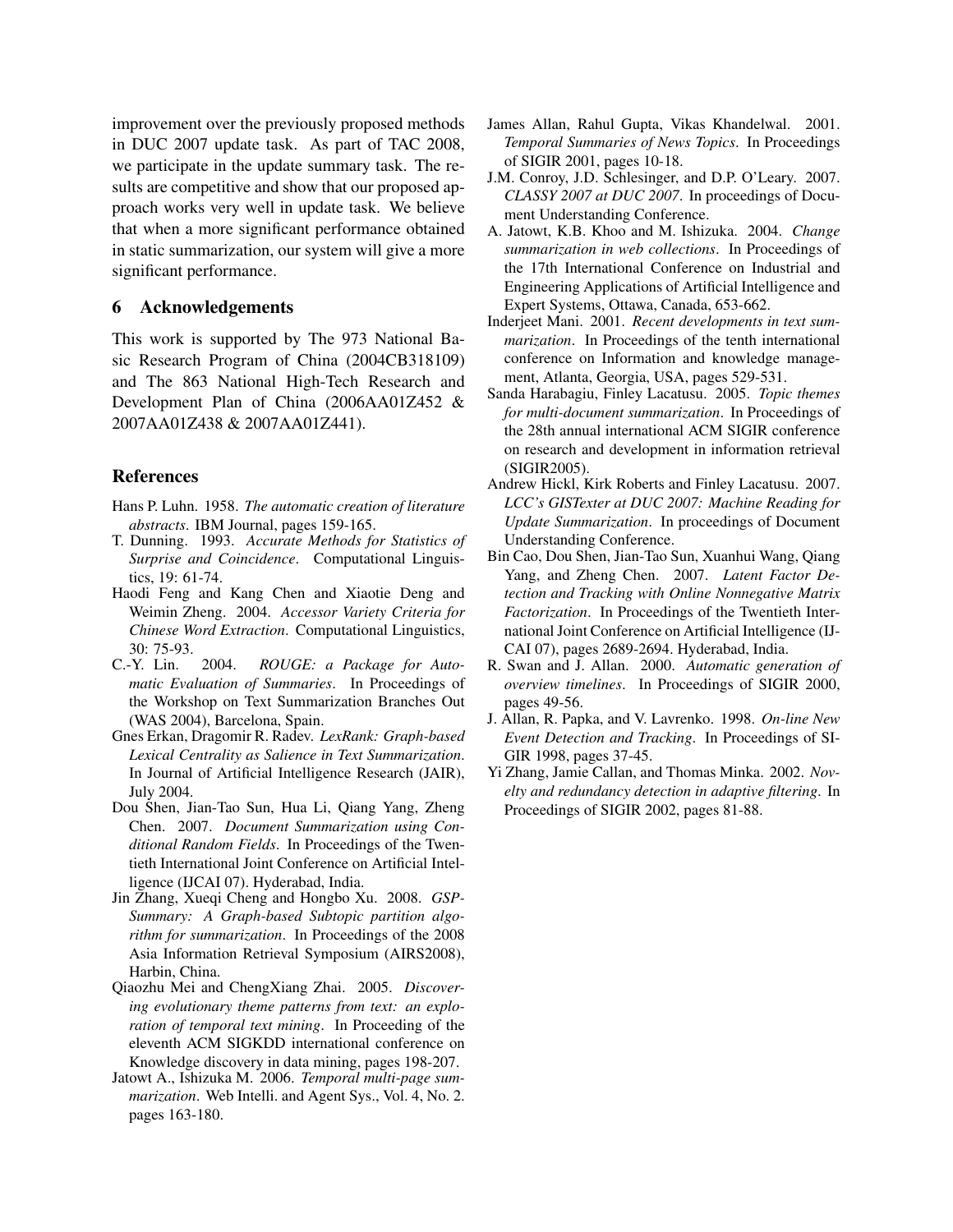improvement over the previously proposed methods in DUC 2007 update task. As part of TAC 2008, we participate in the update summary task. The results are competitive and show that our proposed approach works very well in update task. We believe that when a more significant performance obtained in static summarization, our system will give a more significant performance.

## 6 Acknowledgements

This work is supported by The 973 National Basic Research Program of China (2004CB318109) and The 863 National High-Tech Research and Development Plan of China (2006AA01Z452 & 2007AA01Z438 & 2007AA01Z441).

## References

Hans P. Luhn. 1958. *The automatic creation of literature abstracts*. IBM Journal, pages 159-165.

T. Dunning. 1993. *Accurate Methods for Statistics of Surprise and Coincidence*. Computational Linguistics, 19: 61-74.

Haodi Feng and Kang Chen and Xiaotie Deng and Weimin Zheng. 2004. *Accessor Variety Criteria for Chinese Word Extraction*. Computational Linguistics, 30: 75-93.

C.-Y. Lin. 2004. *ROUGE: a Package for Automatic Evaluation of Summaries*. In Proceedings of the Workshop on Text Summarization Branches Out (WAS 2004), Barcelona, Spain.

Gnes Erkan, Dragomir R. Radev. *LexRank: Graph-based Lexical Centrality as Salience in Text Summarization*. In Journal of Artificial Intelligence Research (JAIR), July 2004.

Dou Shen, Jian-Tao Sun, Hua Li, Qiang Yang, Zheng Chen. 2007. *Document Summarization using Conditional Random Fields*. In Proceedings of the Twentieth International Joint Conference on Artificial Intelligence (IJCAI 07). Hyderabad, India.

Jin Zhang, Xueqi Cheng and Hongbo Xu. 2008. *GSP-Summary: A Graph-based Subtopic partition algorithm for summarization*. In Proceedings of the 2008 Asia Information Retrieval Symposium (AIRS2008), Harbin, China.

Qiaozhu Mei and ChengXiang Zhai. 2005. *Discovering evolutionary theme patterns from text: an exploration of temporal text mining*. In Proceeding of the eleventh ACM SIGKDD international conference on Knowledge discovery in data mining, pages 198-207.

Jatowt A., Ishizuka M. 2006. *Temporal multi-page summarization*. Web Intelli. and Agent Sys., Vol. 4, No. 2. pages 163-180.

James Allan, Rahul Gupta, Vikas Khandelwal. 2001. *Temporal Summaries of News Topics*. In Proceedings of SIGIR 2001, pages 10-18.

J.M. Conroy, J.D. Schlesinger, and D.P. O'Leary. 2007. *CLASSY 2007 at DUC 2007*. In proceedings of Document Understanding Conference.

A. Jatowt, K.B. Khoo and M. Ishizuka. 2004. *Change summarization in web collections*. In Proceedings of the 17th International Conference on Industrial and Engineering Applications of Artificial Intelligence and Expert Systems, Ottawa, Canada, 653-662.

Inderjeet Mani. 2001. *Recent developments in text summarization*. In Proceedings of the tenth international conference on Information and knowledge management, Atlanta, Georgia, USA, pages 529-531.

Sanda Harabagiu, Finley Lacatusu. 2005. *Topic themes for multi-document summarization*. In Proceedings of the 28th annual international ACM SIGIR conference on research and development in information retrieval (SIGIR2005).

Andrew Hickl, Kirk Roberts and Finley Lacatusu. 2007. *LCC's GISTexter at DUC 2007: Machine Reading for Update Summarization*. In proceedings of Document Understanding Conference.

Bin Cao, Dou Shen, Jian-Tao Sun, Xuanhui Wang, Qiang Yang, and Zheng Chen. 2007. *Latent Factor Detection and Tracking with Online Nonnegative Matrix Factorization*. In Proceedings of the Twentieth International Joint Conference on Artificial Intelligence (IJCAI 07), pages 2689-2694. Hyderabad, India.

R. Swan and J. Allan. 2000. *Automatic generation of overview timelines*. In Proceedings of SIGIR 2000, pages 49-56.

J. Allan, R. Papka, and V. Lavrenko. 1998. *On-line New Event Detection and Tracking*. In Proceedings of SIGIR 1998, pages 37-45.

Yi Zhang, Jamie Callan, and Thomas Minka. 2002. *Novelty and redundancy detection in adaptive filtering*. In Proceedings of SIGIR 2002, pages 81-88.